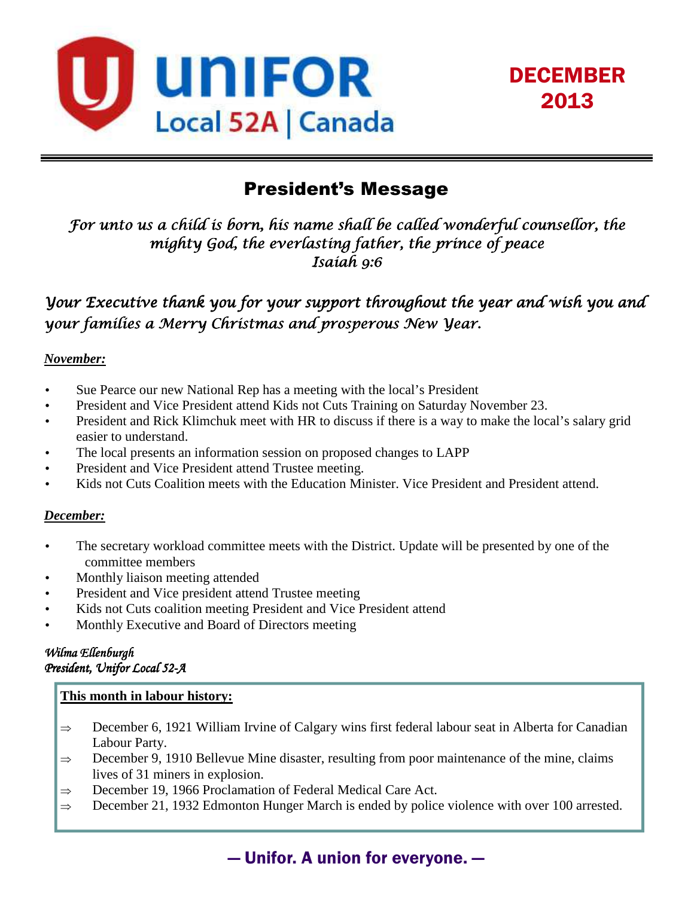# UNIFOR Local 52A | Canada

**DECEMBER 2013**

## President's Message

*For unto us a child is born, his name shall be called wonderful counsellor, the mighty God, the everlasting father, the prince of peace*
*Isaiah 9:6*

*Your Executive thank you for your support throughout the year and wish you and your families a Merry Christmas and prosperous New Year.*

***November:***

- Sue Pearce our new National Rep has a meeting with the local's President
- President and Vice President attend Kids not Cuts Training on Saturday November 23.
- President and Rick Klimchuk meet with HR to discuss if there is a way to make the local's salary grid easier to understand.
- The local presents an information session on proposed changes to LAPP
- President and Vice President attend Trustee meeting.
- Kids not Cuts Coalition meets with the Education Minister. Vice President and President attend.

***December:***

- The secretary workload committee meets with the District. Update will be presented by one of the committee members
- Monthly liaison meeting attended
- President and Vice president attend Trustee meeting
- Kids not Cuts coalition meeting President and Vice President attend
- Monthly Executive and Board of Directors meeting

*Wilma Ellenburgh*
*President, Unifor Local 52-A*

**This month in labour history:**

⇒ December 6, 1921 William Irvine of Calgary wins first federal labour seat in Alberta for Canadian Labour Party.
⇒ December 9, 1910 Bellevue Mine disaster, resulting from poor maintenance of the mine, claims lives of 31 miners in explosion.
⇒ December 19, 1966 Proclamation of Federal Medical Care Act.
⇒ December 21, 1932 Edmonton Hunger March is ended by police violence with over 100 arrested.

**— Unifor. A union for everyone. —**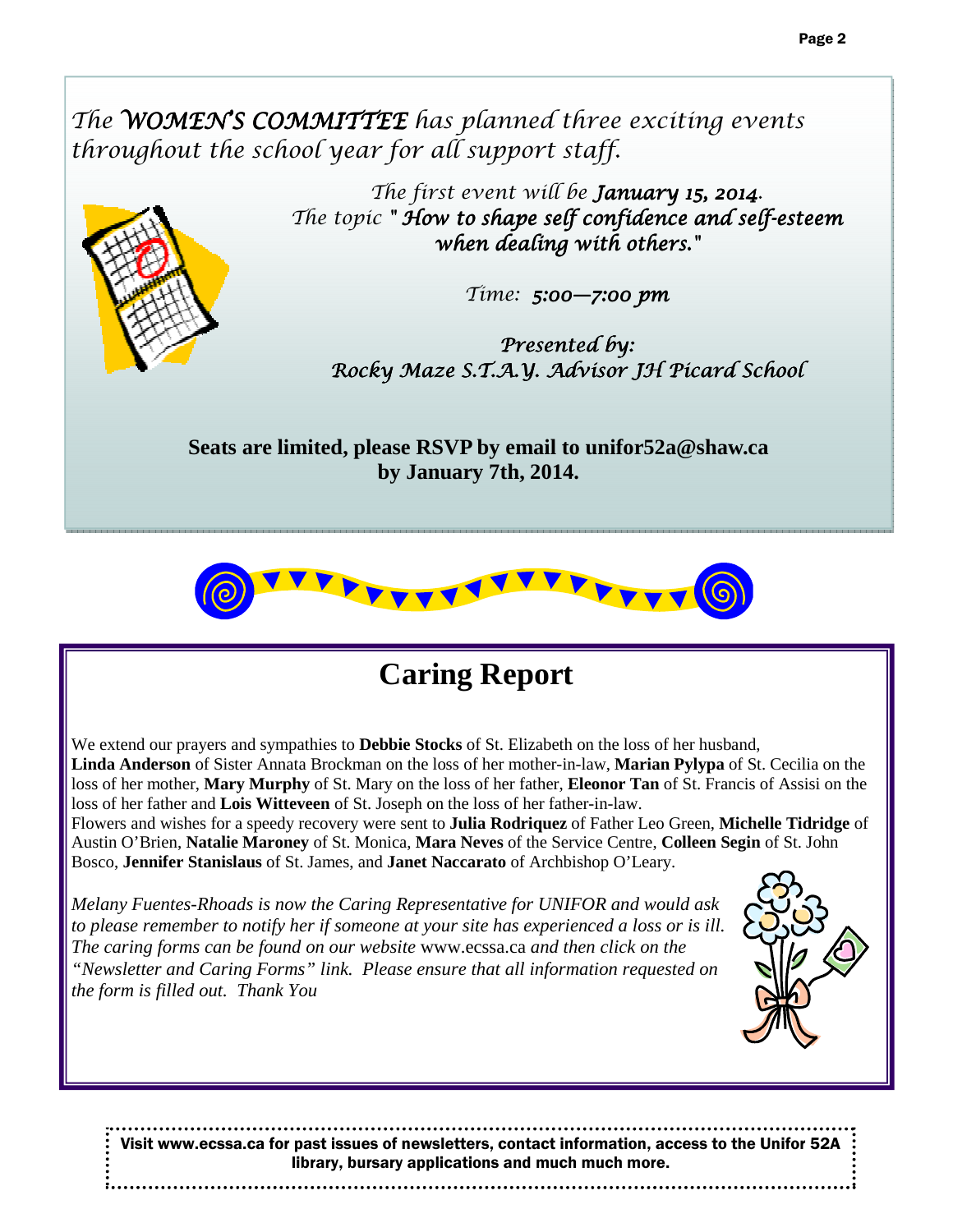*The* ***WOMEN'S COMMITTEE*** *has planned three exciting events throughout the school year for all support staff.*

*The first event will be* ***January 15, 2014****.*
*The topic* ***" How to shape self confidence and self-esteem when dealing with others."***

*Time:* ***5:00—7:00 pm***

***Presented by:***
***Rocky Maze S.T.A.Y. Advisor JH Picard School***

**Seats are limited, please RSVP by email to unifor52a@shaw.ca by January 7th, 2014.**

# Caring Report

We extend our prayers and sympathies to **Debbie Stocks** of St. Elizabeth on the loss of her husband, **Linda Anderson** of Sister Annata Brockman on the loss of her mother-in-law, **Marian Pylypa** of St. Cecilia on the loss of her mother, **Mary Murphy** of St. Mary on the loss of her father, **Eleonor Tan** of St. Francis of Assisi on the loss of her father and **Lois Witteveen** of St. Joseph on the loss of her father-in-law.
Flowers and wishes for a speedy recovery were sent to **Julia Rodriquez** of Father Leo Green, **Michelle Tidridge** of Austin O'Brien, **Natalie Maroney** of St. Monica, **Mara Neves** of the Service Centre, **Colleen Segin** of St. John Bosco, **Jennifer Stanislaus** of St. James, and **Janet Naccarato** of Archbishop O'Leary.

*Melany Fuentes-Rhoads is now the Caring Representative for UNIFOR and would ask to please remember to notify her if someone at your site has experienced a loss or is ill. The caring forms can be found on our website* www.ecssa.ca *and then click on the "Newsletter and Caring Forms" link. Please ensure that all information requested on the form is filled out. Thank You*

**Visit www.ecssa.ca for past issues of newsletters, contact information, access to the Unifor 52A library, bursary applications and much much more.**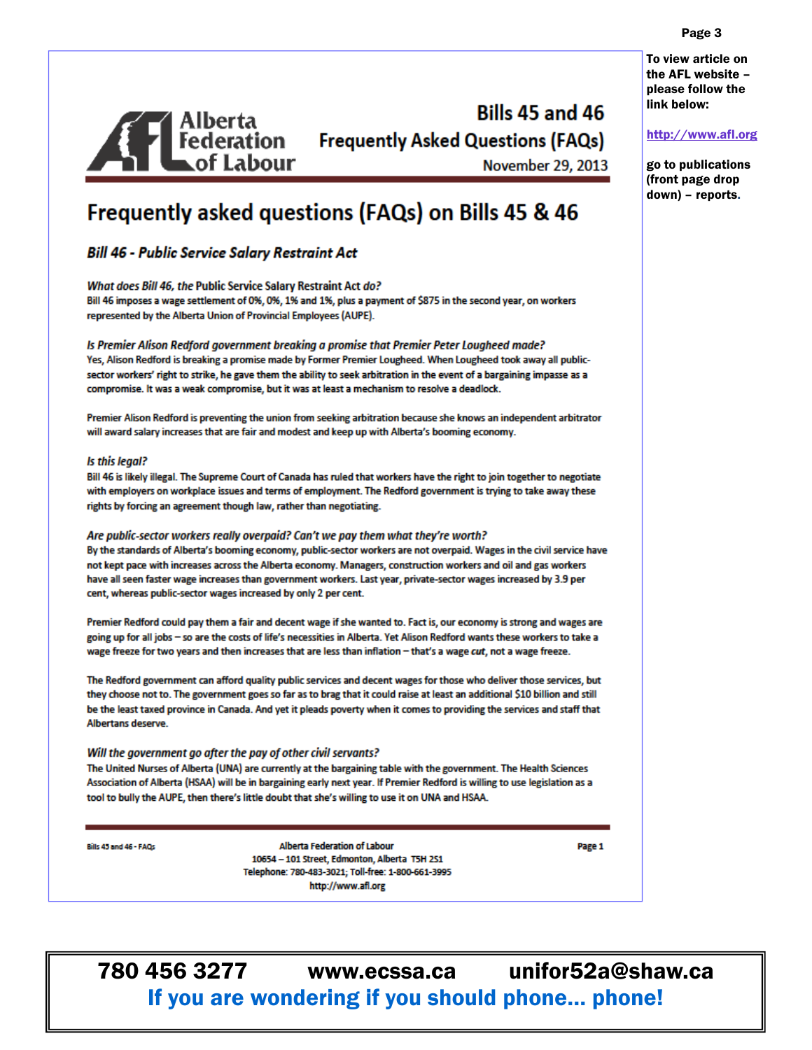To view article on the AFL website – please follow the link below:

http://www.afl.org

go to publications (front page drop down) – reports.

Alberta Federation of Labour

# Bills 45 and 46 Frequently Asked Questions (FAQs)

November 29, 2013

## Frequently asked questions (FAQs) on Bills 45 & 46

### *Bill 46 - Public Service Salary Restraint Act*

*What does Bill 46, the* Public Service Salary Restraint Act *do?*

Bill 46 imposes a wage settlement of 0%, 0%, 1% and 1%, plus a payment of $875 in the second year, on workers represented by the Alberta Union of Provincial Employees (AUPE).

*Is Premier Alison Redford government breaking a promise that Premier Peter Lougheed made?*

Yes, Alison Redford is breaking a promise made by Former Premier Lougheed. When Lougheed took away all public-sector workers' right to strike, he gave them the ability to seek arbitration in the event of a bargaining impasse as a compromise. It was a weak compromise, but it was at least a mechanism to resolve a deadlock.

Premier Alison Redford is preventing the union from seeking arbitration because she knows an independent arbitrator will award salary increases that are fair and modest and keep up with Alberta's booming economy.

*Is this legal?*

Bill 46 is likely illegal. The Supreme Court of Canada has ruled that workers have the right to join together to negotiate with employers on workplace issues and terms of employment. The Redford government is trying to take away these rights by forcing an agreement though law, rather than negotiating.

*Are public-sector workers really overpaid? Can't we pay them what they're worth?*

By the standards of Alberta's booming economy, public-sector workers are not overpaid. Wages in the civil service have not kept pace with increases across the Alberta economy. Managers, construction workers and oil and gas workers have all seen faster wage increases than government workers. Last year, private-sector wages increased by 3.9 per cent, whereas public-sector wages increased by only 2 per cent.

Premier Redford could pay them a fair and decent wage if she wanted to. Fact is, our economy is strong and wages are going up for all jobs – so are the costs of life's necessities in Alberta. Yet Alison Redford wants these workers to take a wage freeze for two years and then increases that are less than inflation – that's a wage *cut*, not a wage freeze.

The Redford government can afford quality public services and decent wages for those who deliver those services, but they choose not to. The government goes so far as to brag that it could raise at least an additional $10 billion and still be the least taxed province in Canada. And yet it pleads poverty when it comes to providing the services and staff that Albertans deserve.

*Will the government go after the pay of other civil servants?*

The United Nurses of Alberta (UNA) are currently at the bargaining table with the government. The Health Sciences Association of Alberta (HSAA) will be in bargaining early next year. If Premier Redford is willing to use legislation as a tool to bully the AUPE, then there's little doubt that she's willing to use it on UNA and HSAA.

Bills 45 and 46 - FAQs — Alberta Federation of Labour — 10654 – 101 Street, Edmonton, Alberta T5H 2S1 — Telephone: 780-483-3021; Toll-free: 1-800-661-3995 — http://www.afl.org — Page 1

780 456 3277 www.ecssa.ca unifor52a@shaw.ca

**If you are wondering if you should phone... phone!**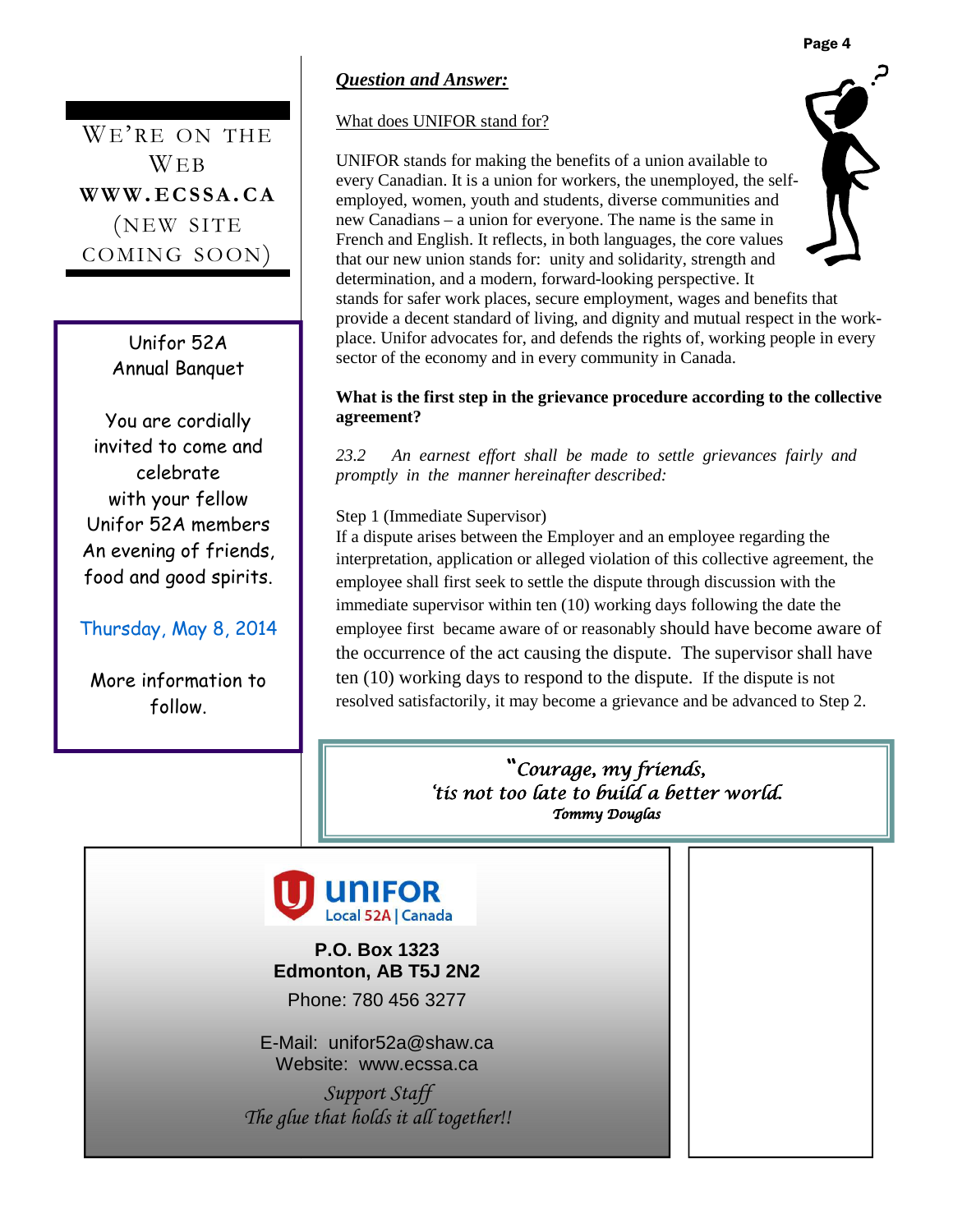WE'RE ON THE WEB

**WWW.ECSSA.CA**

(NEW SITE COMING SOON)

Unifor 52A
Annual Banquet

You are cordially invited to come and celebrate with your fellow Unifor 52A members
An evening of friends, food and good spirits.

Thursday, May 8, 2014

More information to follow.

## ***Question and Answer:***

What does UNIFOR stand for?

UNIFOR stands for making the benefits of a union available to every Canadian. It is a union for workers, the unemployed, the self-employed, women, youth and students, diverse communities and new Canadians – a union for everyone. The name is the same in French and English. It reflects, in both languages, the core values that our new union stands for: unity and solidarity, strength and determination, and a modern, forward-looking perspective. It stands for safer work places, secure employment, wages and benefits that provide a decent standard of living, and dignity and mutual respect in the work-place. Unifor advocates for, and defends the rights of, working people in every sector of the economy and in every community in Canada.

**What is the first step in the grievance procedure according to the collective agreement?**

*23.2 An earnest effort shall be made to settle grievances fairly and promptly in the manner hereinafter described:*

Step 1 (Immediate Supervisor)
If a dispute arises between the Employer and an employee regarding the interpretation, application or alleged violation of this collective agreement, the employee shall first seek to settle the dispute through discussion with the immediate supervisor within ten (10) working days following the date the employee first became aware of or reasonably should have become aware of the occurrence of the act causing the dispute. The supervisor shall have ten (10) working days to respond to the dispute. If the dispute is not resolved satisfactorily, it may become a grievance and be advanced to Step 2.

> *"Courage, my friends,*
> *'tis not too late to build a better world.*
> ***Tommy Douglas***

UNIFOR Local 52A | Canada

**P.O. Box 1323**
**Edmonton, AB T5J 2N2**
Phone: 780 456 3277

E-Mail: unifor52a@shaw.ca
Website: www.ecssa.ca

*Support Staff*
*The glue that holds it all together!!*